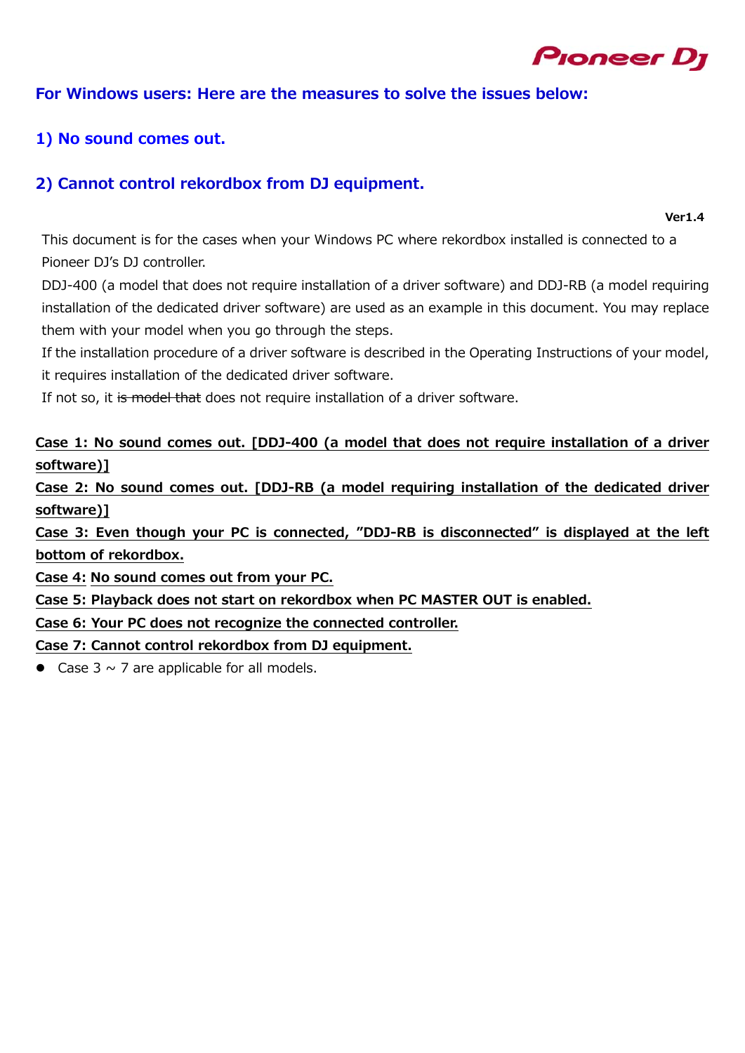## For Windows users: Here are the measures to solve the issues below:

## 1) No sound comes out.

## 2) Cannot control rekordbox from DJ equipment.

**Ver1.4**

This document is for the cases when your Windows PC where rekordbox installed is connected to a Pioneer DJ's DJ controller.

DDJ-400 (a model that does not require installation of a driver software) and DDJ-RB (a model requiring installation of the dedicated driver software) are used as an example in this document. You may replace them with your model when you go through the steps.

If the installation procedure of a driver software is described in the Operating Instructions of your model, it requires installation of the dedicated driver software.

If not so, it ~~is model that~~ does not require installation of a driver software.

**Case 1: No sound comes out. [DDJ-400 (a model that does not require installation of a driver software)]**

**Case 2: No sound comes out. [DDJ-RB (a model requiring installation of the dedicated driver software)]**

**Case 3: Even though your PC is connected, "DDJ-RB is disconnected" is displayed at the left bottom of rekordbox.**

**Case 4: No sound comes out from your PC.**

**Case 5: Playback does not start on rekordbox when PC MASTER OUT is enabled.**

**Case 6: Your PC does not recognize the connected controller.**

**Case 7: Cannot control rekordbox from DJ equipment.**

- Case 3 ~ 7 are applicable for all models.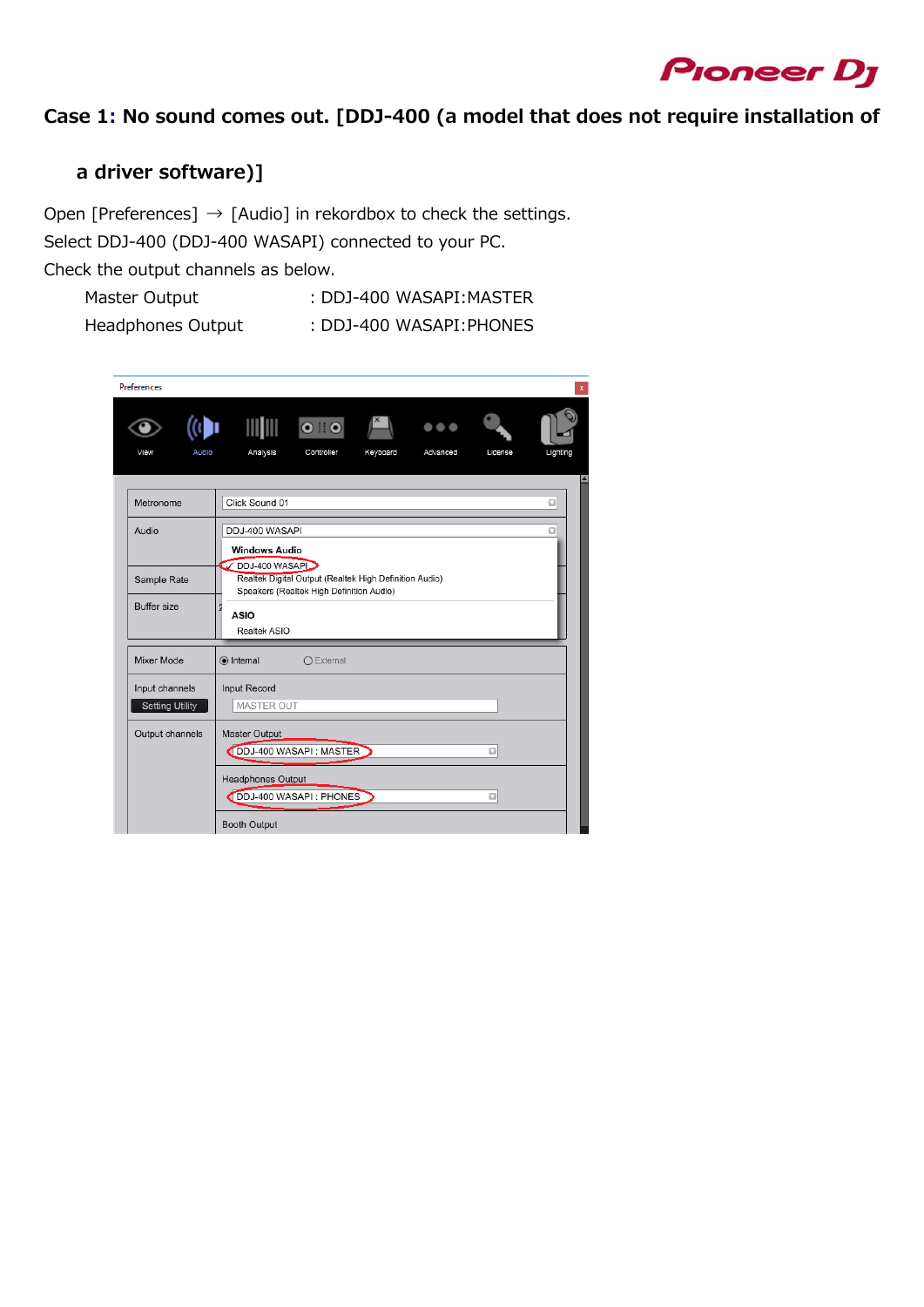## Case 1: No sound comes out. [DDJ-400 (a model that does not require installation of a driver software)]

Open [Preferences] → [Audio] in rekordbox to check the settings.
Select DDJ-400 (DDJ-400 WASAPI) connected to your PC.
Check the output channels as below.

| | |
|---|---|
| Master Output | : DDJ-400 WASAPI:MASTER |
| Headphones Output | : DDJ-400 WASAPI:PHONES |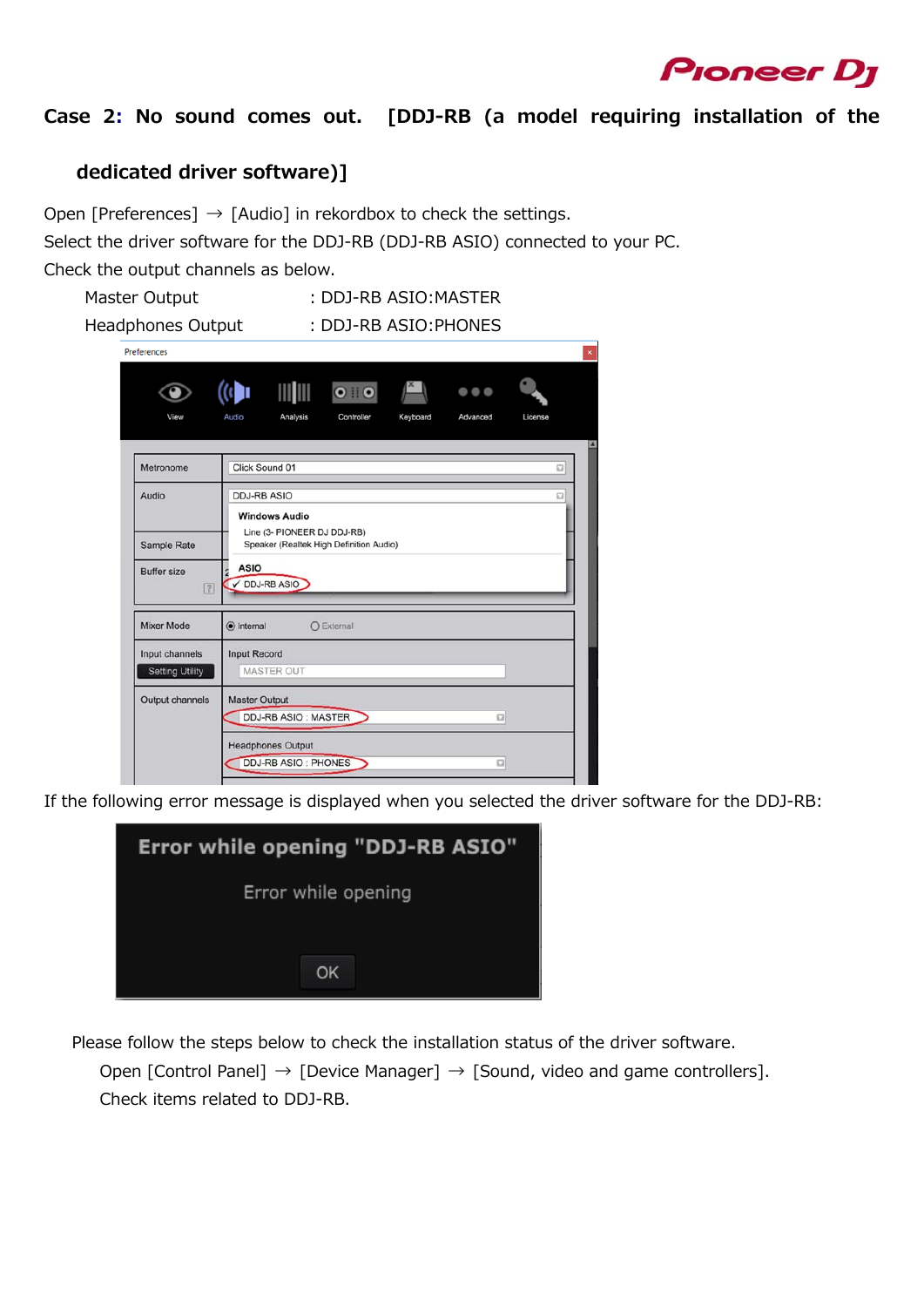## Case 2: No sound comes out. [DDJ-RB (a model requiring installation of the dedicated driver software)]

Open [Preferences] → [Audio] in rekordbox to check the settings.
Select the driver software for the DDJ-RB (DDJ-RB ASIO) connected to your PC.
Check the output channels as below.

Master Output : DDJ-RB ASIO:MASTER
Headphones Output : DDJ-RB ASIO:PHONES

If the following error message is displayed when you selected the driver software for the DDJ-RB:

Please follow the steps below to check the installation status of the driver software.

Open [Control Panel] → [Device Manager] → [Sound, video and game controllers].
Check items related to DDJ-RB.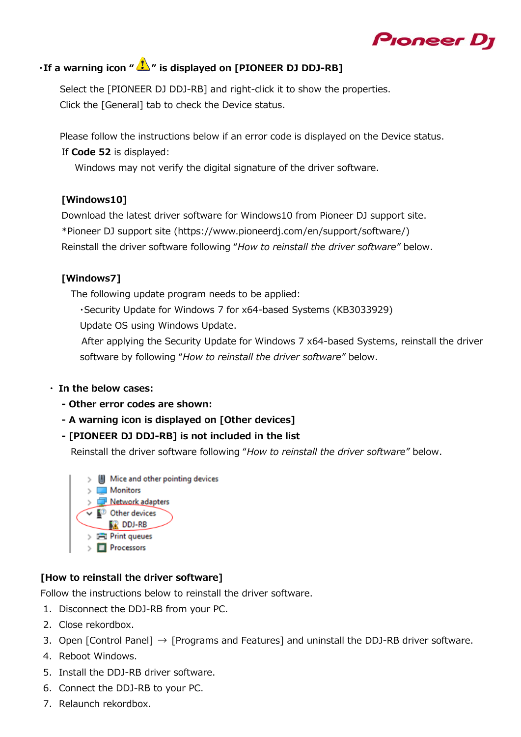**・If a warning icon “⚠” is displayed on [PIONEER DJ DDJ-RB]**

Select the [PIONEER DJ DDJ-RB] and right-click it to show the properties.
Click the [General] tab to check the Device status.

Please follow the instructions below if an error code is displayed on the Device status.
If **Code 52** is displayed:
Windows may not verify the digital signature of the driver software.

**[Windows10]**
Download the latest driver software for Windows10 from Pioneer DJ support site.
*Pioneer DJ support site (https://www.pioneerdj.com/en/support/software/)
Reinstall the driver software following “*How to reinstall the driver software”* below.

**[Windows7]**
The following update program needs to be applied:
・Security Update for Windows 7 for x64-based Systems (KB3033929)
Update OS using Windows Update.
After applying the Security Update for Windows 7 x64-based Systems, reinstall the driver software by following “*How to reinstall the driver software”* below.

**・ In the below cases:**
**- Other error codes are shown:**
**- A warning icon is displayed on [Other devices]**
**- [PIONEER DJ DDJ-RB] is not included in the list**
Reinstall the driver software following “*How to reinstall the driver software”* below.

- Mice and other pointing devices
- Monitors
- Network adapters
- Other devices
  - DDJ-RB
- Print queues
- Processors

**[How to reinstall the driver software]**
Follow the instructions below to reinstall the driver software.

1. Disconnect the DDJ-RB from your PC.
2. Close rekordbox.
3. Open [Control Panel] → [Programs and Features] and uninstall the DDJ-RB driver software.
4. Reboot Windows.
5. Install the DDJ-RB driver software.
6. Connect the DDJ-RB to your PC.
7. Relaunch rekordbox.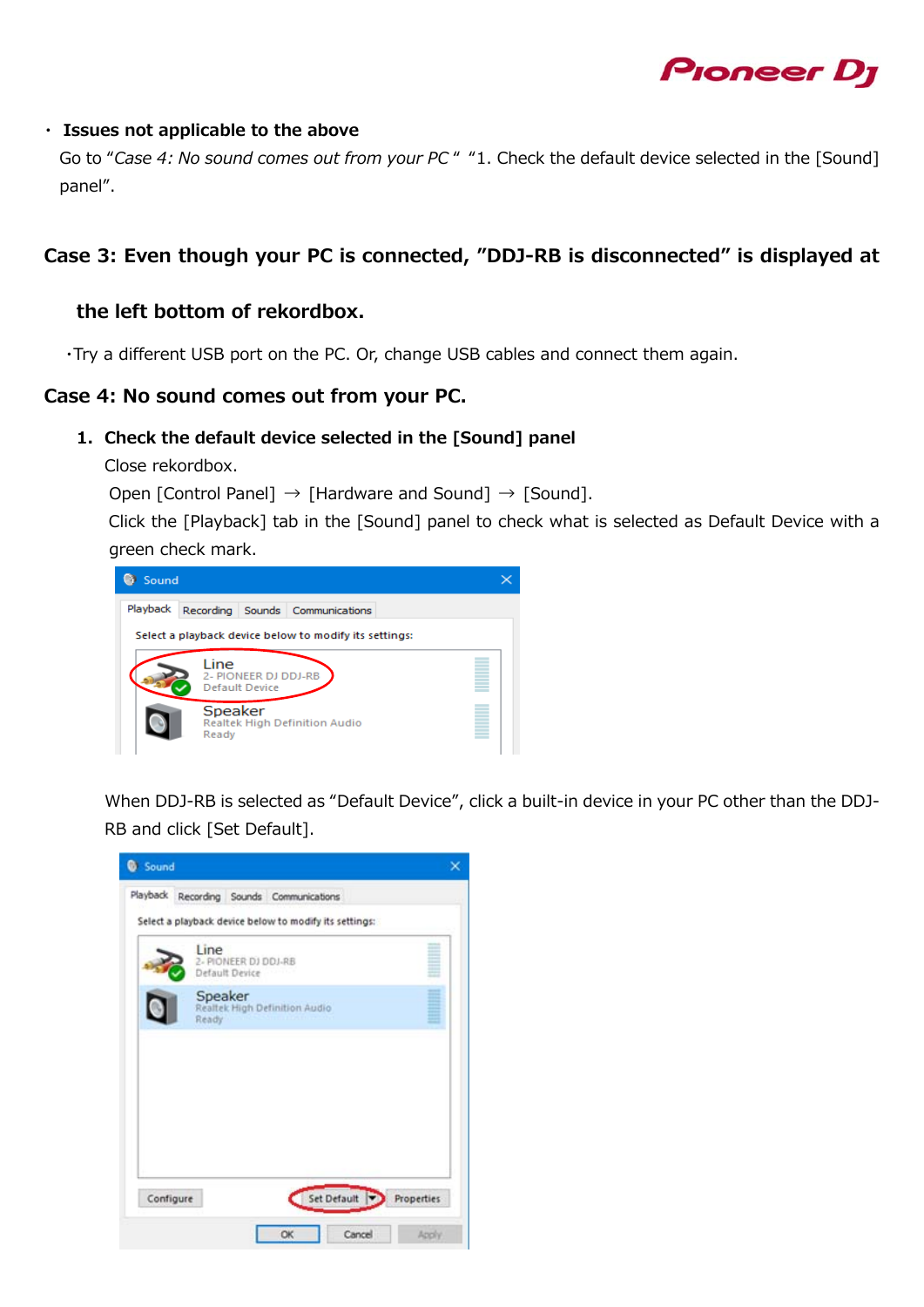- **Issues not applicable to the above**

  Go to "*Case 4: No sound comes out from your PC*" "1. Check the default device selected in the [Sound] panel".

## Case 3: Even though your PC is connected, "DDJ-RB is disconnected" is displayed at the left bottom of rekordbox.

- Try a different USB port on the PC. Or, change USB cables and connect them again.

## Case 4: No sound comes out from your PC.

### 1. Check the default device selected in the [Sound] panel

Close rekordbox.

Open [Control Panel] → [Hardware and Sound] → [Sound].

Click the [Playback] tab in the [Sound] panel to check what is selected as Default Device with a green check mark.

When DDJ-RB is selected as "Default Device", click a built-in device in your PC other than the DDJ-RB and click [Set Default].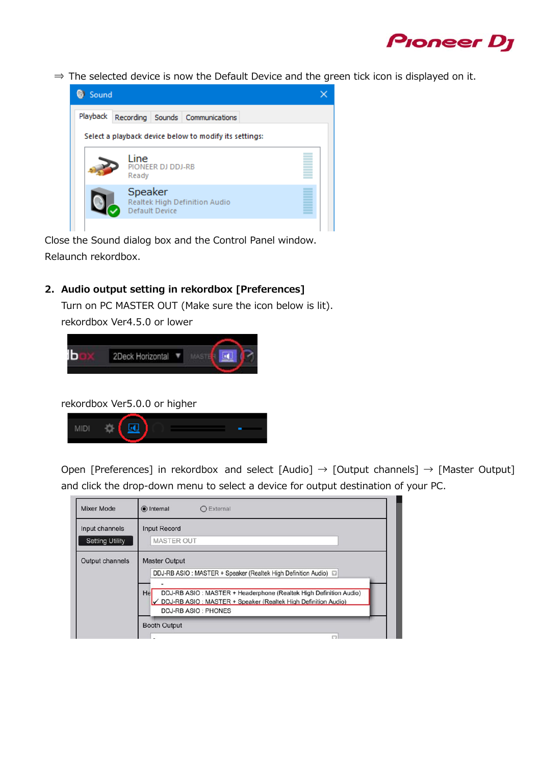⇒ The selected device is now the Default Device and the green tick icon is displayed on it.

Close the Sound dialog box and the Control Panel window.

Relaunch rekordbox.

## 2. Audio output setting in rekordbox [Preferences]

Turn on PC MASTER OUT (Make sure the icon below is lit).

rekordbox Ver4.5.0 or lower

rekordbox Ver5.0.0 or higher

Open [Preferences] in rekordbox and select [Audio] → [Output channels] → [Master Output] and click the drop-down menu to select a device for output destination of your PC.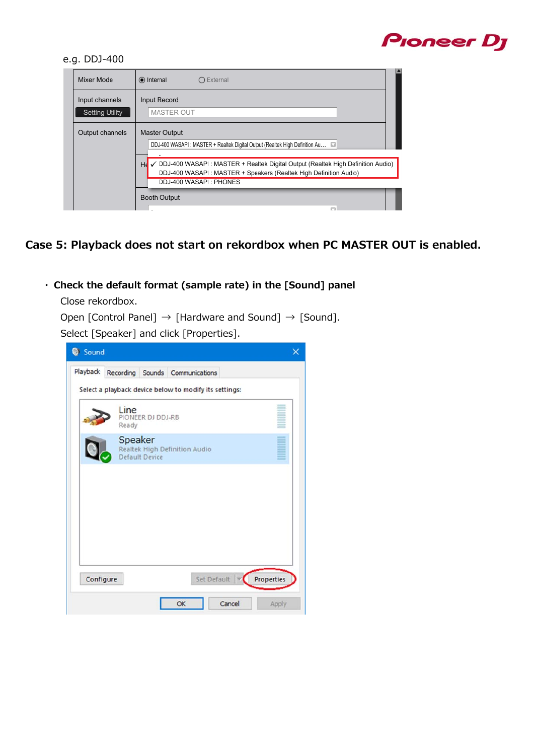e.g. DDJ-400

| Mixer Mode | ◉ Internal ○ External |
| --- | --- |
| Input channels (Setting Utility) | Input Record: MASTER OUT |
| Output channels | Master Output: DDJ-400 WASAPI : MASTER + Realtek Digital Output (Realtek High Definition Au... |

- ✓ DDJ-400 WASAPI : MASTER + Realtek Digital Output (Realtek High Definition Audio)
- DDJ-400 WASAPI : MASTER + Speakers (Realtek High Definition Audio)
- DDJ-400 WASAPI : PHONES

Booth Output

## Case 5: Playback does not start on rekordbox when PC MASTER OUT is enabled.

- **Check the default format (sample rate) in the [Sound] panel**

  Close rekordbox.

  Open [Control Panel] → [Hardware and Sound] → [Sound].

  Select [Speaker] and click [Properties].

Sound

Playback | Recording | Sounds | Communications

Select a playback device below to modify its settings:

- Line — PIONEER DJ DDJ-RB — Ready
- Speaker — Realtek High Definition Audio — Default Device

Configure | Set Default | Properties

OK | Cancel | Apply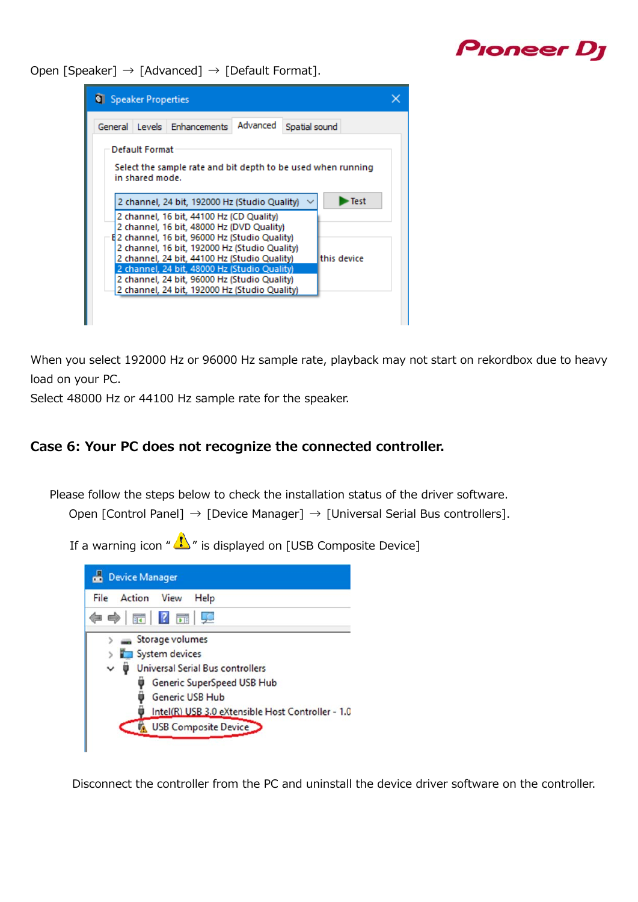Open [Speaker] → [Advanced] → [Default Format].

When you select 192000 Hz or 96000 Hz sample rate, playback may not start on rekordbox due to heavy load on your PC.
Select 48000 Hz or 44100 Hz sample rate for the speaker.

## Case 6: Your PC does not recognize the connected controller.

Please follow the steps below to check the installation status of the driver software.

Open [Control Panel] → [Device Manager] → [Universal Serial Bus controllers].

If a warning icon " ⚠ " is displayed on [USB Composite Device]

Disconnect the controller from the PC and uninstall the device driver software on the controller.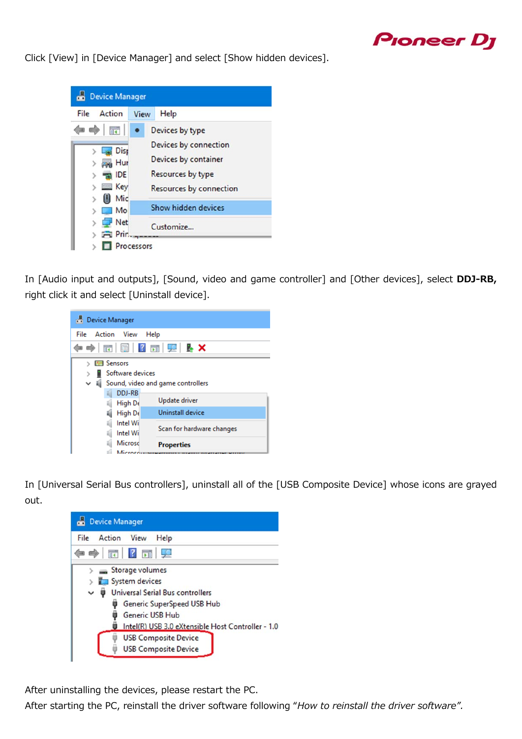Click [View] in [Device Manager] and select [Show hidden devices].

In [Audio input and outputs], [Sound, video and game controller] and [Other devices], select **DDJ-RB,** right click it and select [Uninstall device].

In [Universal Serial Bus controllers], uninstall all of the [USB Composite Device] whose icons are grayed out.

After uninstalling the devices, please restart the PC.
After starting the PC, reinstall the driver software following "*How to reinstall the driver software*".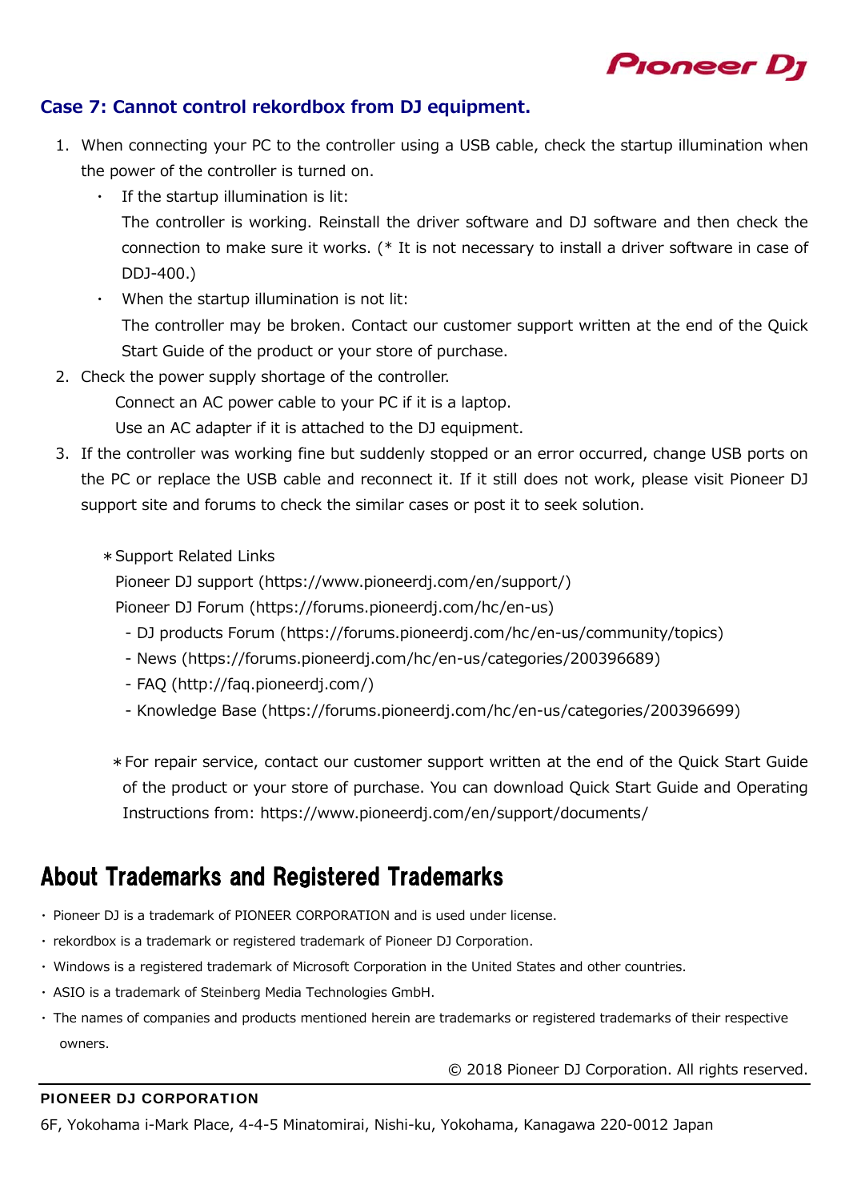### Case 7: Cannot control rekordbox from DJ equipment.

1. When connecting your PC to the controller using a USB cable, check the startup illumination when the power of the controller is turned on.
   - If the startup illumination is lit:
     The controller is working. Reinstall the driver software and DJ software and then check the connection to make sure it works. (* It is not necessary to install a driver software in case of DDJ-400.)
   - When the startup illumination is not lit:
     The controller may be broken. Contact our customer support written at the end of the Quick Start Guide of the product or your store of purchase.
2. Check the power supply shortage of the controller.
   Connect an AC power cable to your PC if it is a laptop.
   Use an AC adapter if it is attached to the DJ equipment.
3. If the controller was working fine but suddenly stopped or an error occurred, change USB ports on the PC or replace the USB cable and reconnect it. If it still does not work, please visit Pioneer DJ support site and forums to check the similar cases or post it to seek solution.

＊Support Related Links
Pioneer DJ support (https://www.pioneerdj.com/en/support/)
Pioneer DJ Forum (https://forums.pioneerdj.com/hc/en-us)
- DJ products Forum (https://forums.pioneerdj.com/hc/en-us/community/topics)
- News (https://forums.pioneerdj.com/hc/en-us/categories/200396689)
- FAQ (http://faq.pioneerdj.com/)
- Knowledge Base (https://forums.pioneerdj.com/hc/en-us/categories/200396699)

＊For repair service, contact our customer support written at the end of the Quick Start Guide of the product or your store of purchase. You can download Quick Start Guide and Operating Instructions from: https://www.pioneerdj.com/en/support/documents/

## About Trademarks and Registered Trademarks

- Pioneer DJ is a trademark of PIONEER CORPORATION and is used under license.
- rekordbox is a trademark or registered trademark of Pioneer DJ Corporation.
- Windows is a registered trademark of Microsoft Corporation in the United States and other countries.
- ASIO is a trademark of Steinberg Media Technologies GmbH.
- The names of companies and products mentioned herein are trademarks or registered trademarks of their respective owners.

© 2018 Pioneer DJ Corporation. All rights reserved.

**PIONEER DJ CORPORATION**

6F, Yokohama i-Mark Place, 4-4-5 Minatomirai, Nishi-ku, Yokohama, Kanagawa 220-0012 Japan